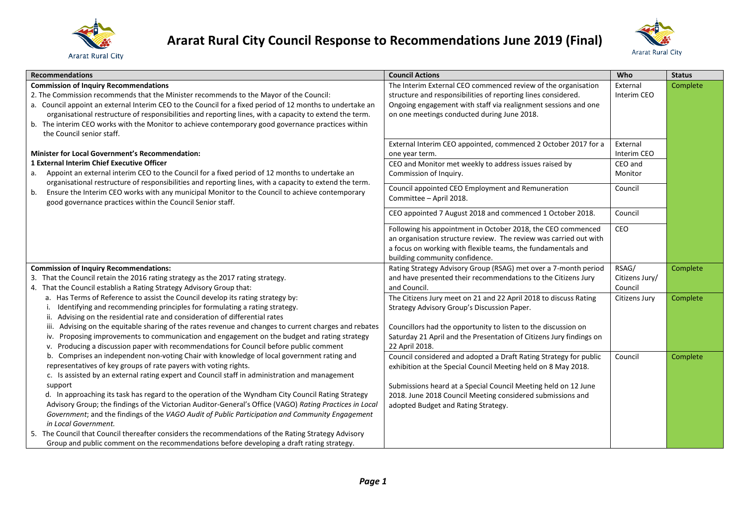# Ararat Rural City Council Response to Recommendations June 2019 (Final)

| Recommendations | Council Actions | Who | Status |
|---|---|---|---|
| **Commission of Inquiry Recommendations**<br>2. The Commission recommends that the Minister recommends to the Mayor of the Council:<br>a. Council appoint an external Interim CEO to the Council for a fixed period of 12 months to undertake an organisational restructure of responsibilities and reporting lines, with a capacity to extend the term.<br>b. The interim CEO works with the Monitor to achieve contemporary good governance practices within the Council senior staff.<br><br>**Minister for Local Government's Recommendation:**<br>**1 External Interim Chief Executive Officer**<br>a. Appoint an external interim CEO to the Council for a fixed period of 12 months to undertake an organisational restructure of responsibilities and reporting lines, with a capacity to extend the term.<br>b. Ensure the Interim CEO works with any municipal Monitor to the Council to achieve contemporary good governance practices within the Council Senior staff. | The Interim External CEO commenced review of the organisation structure and responsibilities of reporting lines considered. Ongoing engagement with staff via realignment sessions and one on one meetings conducted during June 2018. | External Interim CEO | Complete |
| | External Interim CEO appointed, commenced 2 October 2017 for a one year term. | External Interim CEO | |
| | CEO and Monitor met weekly to address issues raised by Commission of Inquiry. | CEO and Monitor | |
| | Council appointed CEO Employment and Remuneration Committee – April 2018. | Council | |
| | CEO appointed 7 August 2018 and commenced 1 October 2018. | Council | |
| | Following his appointment in October 2018, the CEO commenced an organisation structure review. The review was carried out with a focus on working with flexible teams, the fundamentals and building community confidence. | CEO | |
| **Commission of Inquiry Recommendations:**<br>3. That the Council retain the 2016 rating strategy as the 2017 rating strategy.<br>4. That the Council establish a Rating Strategy Advisory Group that:<br>a. Has Terms of Reference to assist the Council develop its rating strategy by:<br>i. Identifying and recommending principles for formulating a rating strategy.<br>ii. Advising on the residential rate and consideration of differential rates<br>iii. Advising on the equitable sharing of the rates revenue and changes to current charges and rebates<br>iv. Proposing improvements to communication and engagement on the budget and rating strategy<br>v. Producing a discussion paper with recommendations for Council before public comment<br>b. Comprises an independent non-voting Chair with knowledge of local government rating and representatives of key groups of rate payers with voting rights.<br>c. Is assisted by an external rating expert and Council staff in administration and management support<br>d. In approaching its task has regard to the operation of the Wyndham City Council Rating Strategy Advisory Group; the findings of the Victorian Auditor-General's Office (VAGO) *Rating Practices in Local Government*; and the findings of the *VAGO Audit of Public Participation and Community Engagement in Local Government.*<br>5. The Council that Council thereafter considers the recommendations of the Rating Strategy Advisory Group and public comment on the recommendations before developing a draft rating strategy. | Rating Strategy Advisory Group (RSAG) met over a 7-month period and have presented their recommendations to the Citizens Jury and Council. | RSAG/ Citizens Jury/ Council | Complete |
| | The Citizens Jury meet on 21 and 22 April 2018 to discuss Rating Strategy Advisory Group's Discussion Paper.<br><br>Councillors had the opportunity to listen to the discussion on Saturday 21 April and the Presentation of Citizens Jury findings on 22 April 2018. | Citizens Jury | Complete |
| | Council considered and adopted a Draft Rating Strategy for public exhibition at the Special Council Meeting held on 8 May 2018.<br><br>Submissions heard at a Special Council Meeting held on 12 June 2018. June 2018 Council Meeting considered submissions and adopted Budget and Rating Strategy. | Council | Complete |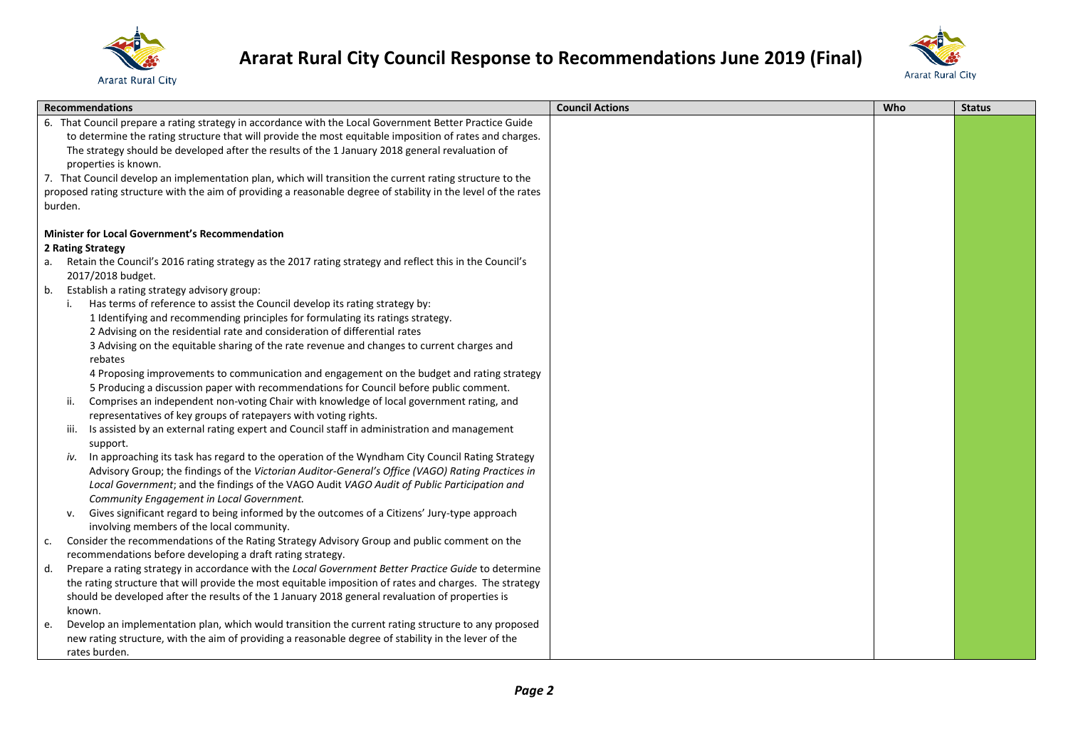# Ararat Rural City Council Response to Recommendations June 2019 (Final)

| Recommendations | Council Actions | Who | Status |
|---|---|---|---|
| 6. That Council prepare a rating strategy in accordance with the Local Government Better Practice Guide to determine the rating structure that will provide the most equitable imposition of rates and charges. The strategy should be developed after the results of the 1 January 2018 general revaluation of properties is known.<br>7. That Council develop an implementation plan, which will transition the current rating structure to the proposed rating structure with the aim of providing a reasonable degree of stability in the level of the rates burden.<br><br>**Minister for Local Government's Recommendation**<br>**2 Rating Strategy**<br>a. Retain the Council's 2016 rating strategy as the 2017 rating strategy and reflect this in the Council's 2017/2018 budget.<br>b. Establish a rating strategy advisory group:<br>i. Has terms of reference to assist the Council develop its rating strategy by:<br>1 Identifying and recommending principles for formulating its ratings strategy.<br>2 Advising on the residential rate and consideration of differential rates<br>3 Advising on the equitable sharing of the rate revenue and changes to current charges and rebates<br>4 Proposing improvements to communication and engagement on the budget and rating strategy<br>5 Producing a discussion paper with recommendations for Council before public comment.<br>ii. Comprises an independent non-voting Chair with knowledge of local government rating, and representatives of key groups of ratepayers with voting rights.<br>iii. Is assisted by an external rating expert and Council staff in administration and management support.<br>*iv.* In approaching its task has regard to the operation of the Wyndham City Council Rating Strategy Advisory Group; the findings of the *Victorian Auditor-General's Office (VAGO) Rating Practices in Local Government*; and the findings of the VAGO Audit *VAGO Audit of Public Participation and Community Engagement in Local Government.*<br>v. Gives significant regard to being informed by the outcomes of a Citizens' Jury-type approach involving members of the local community.<br>c. Consider the recommendations of the Rating Strategy Advisory Group and public comment on the recommendations before developing a draft rating strategy.<br>d. Prepare a rating strategy in accordance with the *Local Government Better Practice Guide* to determine the rating structure that will provide the most equitable imposition of rates and charges. The strategy should be developed after the results of the 1 January 2018 general revaluation of properties is known.<br>e. Develop an implementation plan, which would transition the current rating structure to any proposed new rating structure, with the aim of providing a reasonable degree of stability in the lever of the rates burden. | | | |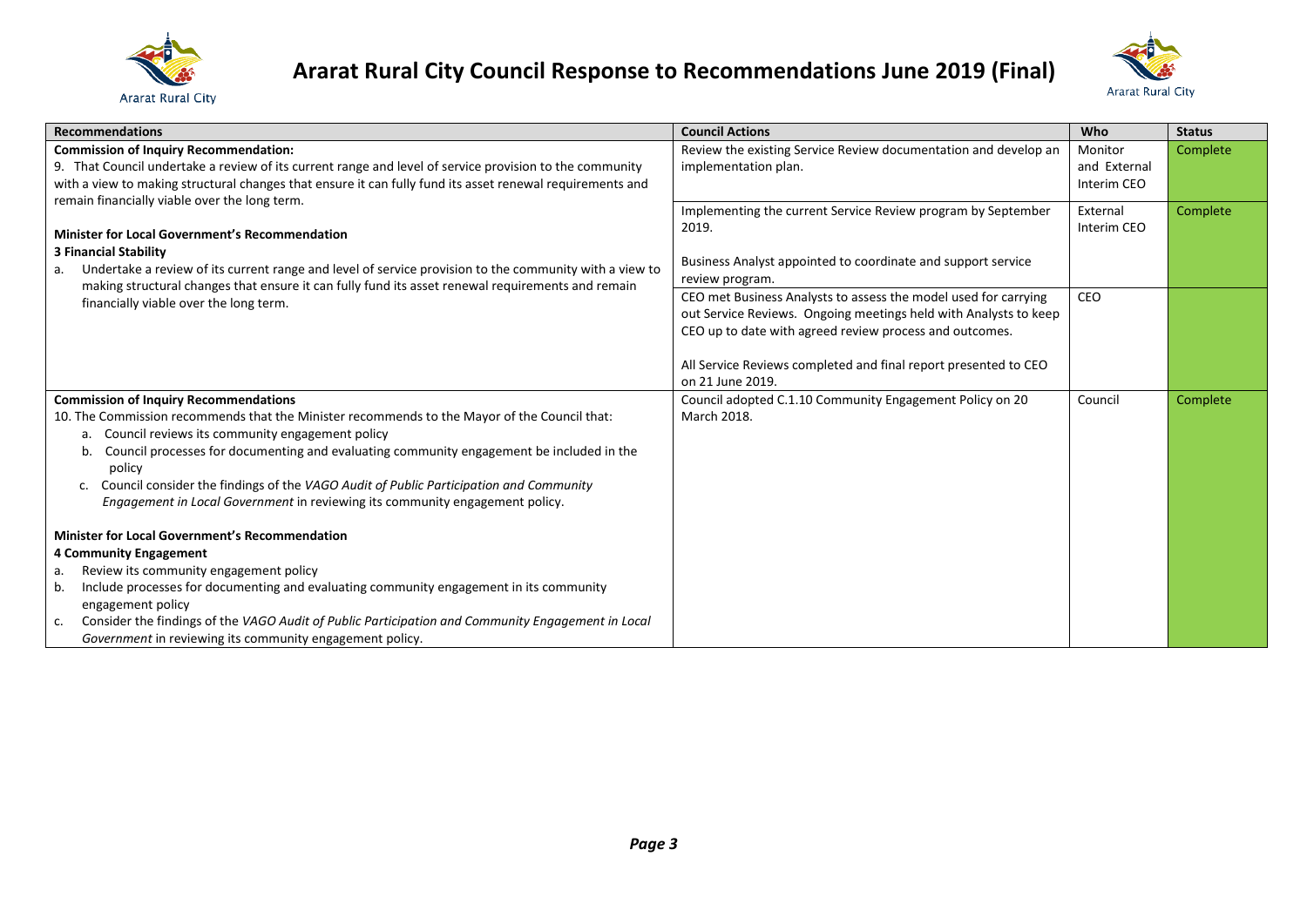# Ararat Rural City Council Response to Recommendations June 2019 (Final)

| Recommendations | Council Actions | Who | Status |
|---|---|---|---|
| **Commission of Inquiry Recommendation:**<br>9. That Council undertake a review of its current range and level of service provision to the community with a view to making structural changes that ensure it can fully fund its asset renewal requirements and remain financially viable over the long term.<br><br>**Minister for Local Government's Recommendation**<br>**3 Financial Stability**<br>a. Undertake a review of its current range and level of service provision to the community with a view to making structural changes that ensure it can fully fund its asset renewal requirements and remain financially viable over the long term. | Review the existing Service Review documentation and develop an implementation plan. | Monitor and External Interim CEO | Complete |
| | Implementing the current Service Review program by September 2019.<br><br>Business Analyst appointed to coordinate and support service review program. | External Interim CEO | Complete |
| | CEO met Business Analysts to assess the model used for carrying out Service Reviews. Ongoing meetings held with Analysts to keep CEO up to date with agreed review process and outcomes.<br><br>All Service Reviews completed and final report presented to CEO on 21 June 2019. | CEO | |
| **Commission of Inquiry Recommendations**<br>10. The Commission recommends that the Minister recommends to the Mayor of the Council that:<br>a. Council reviews its community engagement policy<br>b. Council processes for documenting and evaluating community engagement be included in the policy<br>c. Council consider the findings of the *VAGO Audit of Public Participation and Community Engagement in Local Government* in reviewing its community engagement policy.<br><br>**Minister for Local Government's Recommendation**<br>**4 Community Engagement**<br>a. Review its community engagement policy<br>b. Include processes for documenting and evaluating community engagement in its community engagement policy<br>c. Consider the findings of the *VAGO Audit of Public Participation and Community Engagement in Local Government* in reviewing its community engagement policy. | Council adopted C.1.10 Community Engagement Policy on 20 March 2018. | Council | Complete |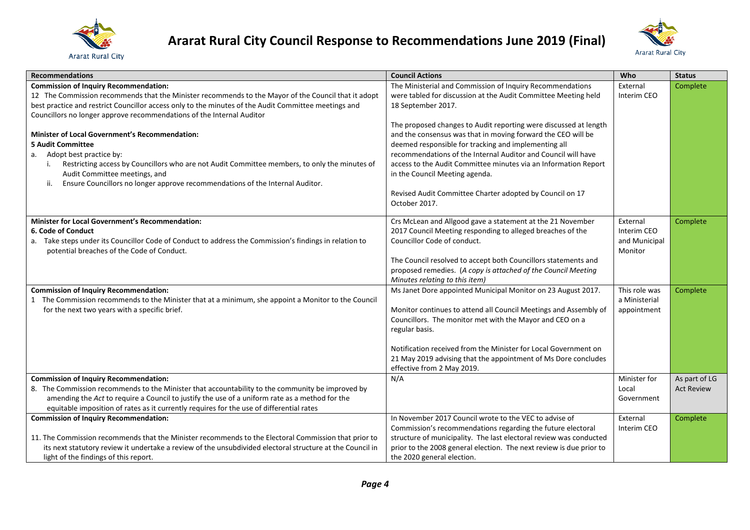# Ararat Rural City Council Response to Recommendations June 2019 (Final)

| Recommendations | Council Actions | Who | Status |
|---|---|---|---|
| **Commission of Inquiry Recommendation:**<br>12 The Commission recommends that the Minister recommends to the Mayor of the Council that it adopt best practice and restrict Councillor access only to the minutes of the Audit Committee meetings and Councillors no longer approve recommendations of the Internal Auditor<br><br>**Minister of Local Government's Recommendation:**<br>**5 Audit Committee**<br>a. Adopt best practice by:<br>i. Restricting access by Councillors who are not Audit Committee members, to only the minutes of Audit Committee meetings, and<br>ii. Ensure Councillors no longer approve recommendations of the Internal Auditor. | The Ministerial and Commission of Inquiry Recommendations were tabled for discussion at the Audit Committee Meeting held 18 September 2017.<br><br>The proposed changes to Audit reporting were discussed at length and the consensus was that in moving forward the CEO will be deemed responsible for tracking and implementing all recommendations of the Internal Auditor and Council will have access to the Audit Committee minutes via an Information Report in the Council Meeting agenda.<br><br>Revised Audit Committee Charter adopted by Council on 17 October 2017. | External Interim CEO | Complete |
| **Minister for Local Government's Recommendation:**<br>**6. Code of Conduct**<br>a. Take steps under its Councillor Code of Conduct to address the Commission's findings in relation to potential breaches of the Code of Conduct. | Crs McLean and Allgood gave a statement at the 21 November 2017 Council Meeting responding to alleged breaches of the Councillor Code of conduct.<br><br>The Council resolved to accept both Councillors statements and proposed remedies. *(A copy is attached of the Council Meeting Minutes relating to this item)* | External Interim CEO and Municipal Monitor | Complete |
| **Commission of Inquiry Recommendation:**<br>1 The Commission recommends to the Minister that at a minimum, she appoint a Monitor to the Council for the next two years with a specific brief. | Ms Janet Dore appointed Municipal Monitor on 23 August 2017.<br><br>Monitor continues to attend all Council Meetings and Assembly of Councillors. The monitor met with the Mayor and CEO on a regular basis.<br><br>Notification received from the Minister for Local Government on 21 May 2019 advising that the appointment of Ms Dore concludes effective from 2 May 2019. | This role was a Ministerial appointment | Complete |
| **Commission of Inquiry Recommendation:**<br>8. The Commission recommends to the Minister that accountability to the community be improved by amending the *Act* to require a Council to justify the use of a uniform rate as a method for the equitable imposition of rates as it currently requires for the use of differential rates | N/A | Minister for Local Government | As part of LG Act Review |
| **Commission of Inquiry Recommendation:**<br><br>11. The Commission recommends that the Minister recommends to the Electoral Commission that prior to its next statutory review it undertake a review of the unsubdivided electoral structure at the Council in light of the findings of this report. | In November 2017 Council wrote to the VEC to advise of Commission's recommendations regarding the future electoral structure of municipality. The last electoral review was conducted prior to the 2008 general election. The next review is due prior to the 2020 general election. | External Interim CEO | Complete |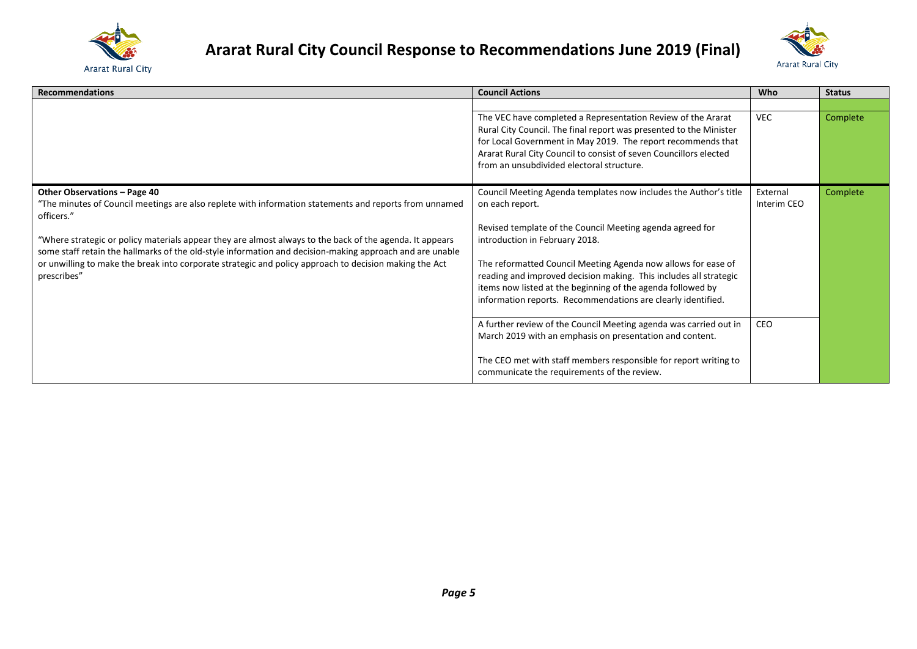# Ararat Rural City Council Response to Recommendations June 2019 (Final)

| Recommendations | Council Actions | Who | Status |
|---|---|---|---|
| | The VEC have completed a Representation Review of the Ararat Rural City Council. The final report was presented to the Minister for Local Government in May 2019. The report recommends that Ararat Rural City Council to consist of seven Councillors elected from an unsubdivided electoral structure. | VEC | Complete |
| **Other Observations – Page 40**<br>"The minutes of Council meetings are also replete with information statements and reports from unnamed officers."<br><br>"Where strategic or policy materials appear they are almost always to the back of the agenda. It appears some staff retain the hallmarks of the old-style information and decision-making approach and are unable or unwilling to make the break into corporate strategic and policy approach to decision making the Act prescribes" | Council Meeting Agenda templates now includes the Author's title on each report.<br><br>Revised template of the Council Meeting agenda agreed for introduction in February 2018.<br><br>The reformatted Council Meeting Agenda now allows for ease of reading and improved decision making. This includes all strategic items now listed at the beginning of the agenda followed by information reports. Recommendations are clearly identified. | External Interim CEO | Complete |
| | A further review of the Council Meeting agenda was carried out in March 2019 with an emphasis on presentation and content.<br><br>The CEO met with staff members responsible for report writing to communicate the requirements of the review. | CEO | |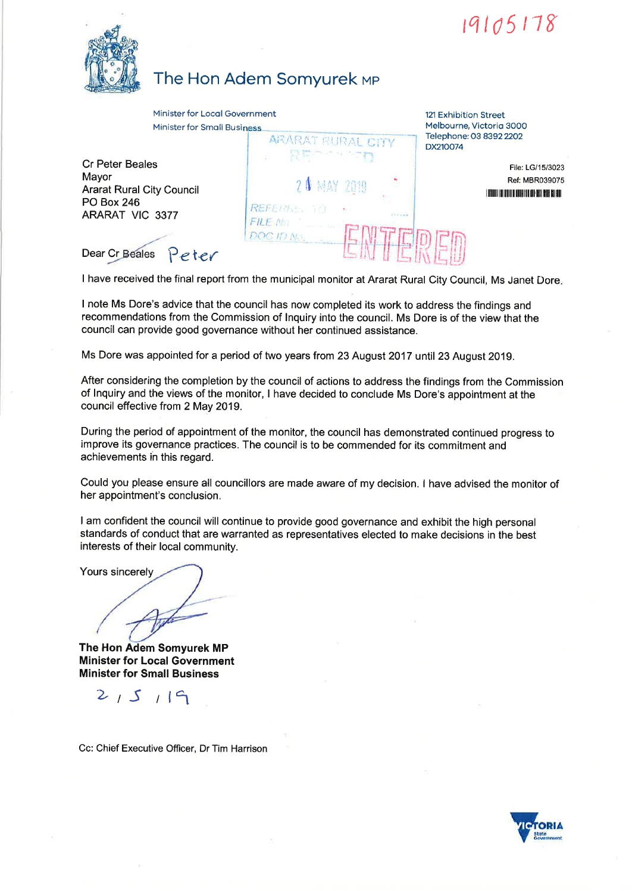19105178

# The Hon Adem Somyurek MP

Minister for Local Government
Minister for Small Business

121 Exhibition Street
Melbourne, Victoria 3000
Telephone: 03 8392 2202
DX210074

ARARAT RURAL CITY
RECEIVED
2 1 MAY 2019
REFERRED TO
FILE No
DOC ID No.

ENTERED

File: LG/15/3023
Ref: MBR039075

Cr Peter Beales
Mayor
Ararat Rural City Council
PO Box 246
ARARAT VIC 3377

Dear ~~Cr Beales~~ Peter

I have received the final report from the municipal monitor at Ararat Rural City Council, Ms Janet Dore.

I note Ms Dore's advice that the council has now completed its work to address the findings and recommendations from the Commission of Inquiry into the council. Ms Dore is of the view that the council can provide good governance without her continued assistance.

Ms Dore was appointed for a period of two years from 23 August 2017 until 23 August 2019.

After considering the completion by the council of actions to address the findings from the Commission of Inquiry and the views of the monitor, I have decided to conclude Ms Dore's appointment at the council effective from 2 May 2019.

During the period of appointment of the monitor, the council has demonstrated continued progress to improve its governance practices. The council is to be commended for its commitment and achievements in this regard.

Could you please ensure all councillors are made aware of my decision. I have advised the monitor of her appointment's conclusion.

I am confident the council will continue to provide good governance and exhibit the high personal standards of conduct that are warranted as representatives elected to make decisions in the best interests of their local community.

Yours sincerely

**The Hon Adem Somyurek MP**
**Minister for Local Government**
**Minister for Small Business**

2 / 5 / 19

Cc: Chief Executive Officer, Dr Tim Harrison